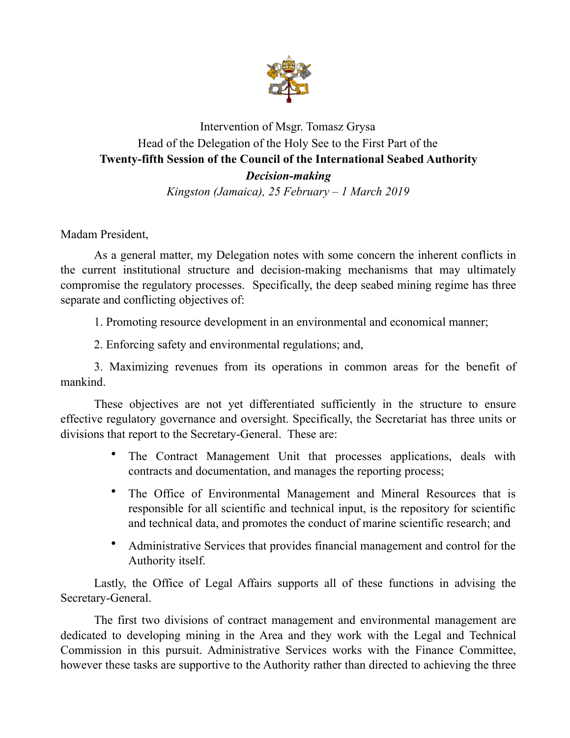Intervention of Msgr. Tomasz Grysa
Head of the Delegation of the Holy See to the First Part of the
**Twenty-fifth Session of the Council of the International Seabed Authority**
***Decision-making***
*Kingston (Jamaica), 25 February – 1 March 2019*

Madam President,

As a general matter, my Delegation notes with some concern the inherent conflicts in the current institutional structure and decision-making mechanisms that may ultimately compromise the regulatory processes. Specifically, the deep seabed mining regime has three separate and conflicting objectives of:

1. Promoting resource development in an environmental and economical manner;

2. Enforcing safety and environmental regulations; and,

3. Maximizing revenues from its operations in common areas for the benefit of mankind.

These objectives are not yet differentiated sufficiently in the structure to ensure effective regulatory governance and oversight. Specifically, the Secretariat has three units or divisions that report to the Secretary-General. These are:

- The Contract Management Unit that processes applications, deals with contracts and documentation, and manages the reporting process;
- The Office of Environmental Management and Mineral Resources that is responsible for all scientific and technical input, is the repository for scientific and technical data, and promotes the conduct of marine scientific research; and
- Administrative Services that provides financial management and control for the Authority itself.

Lastly, the Office of Legal Affairs supports all of these functions in advising the Secretary-General.

The first two divisions of contract management and environmental management are dedicated to developing mining in the Area and they work with the Legal and Technical Commission in this pursuit. Administrative Services works with the Finance Committee, however these tasks are supportive to the Authority rather than directed to achieving the three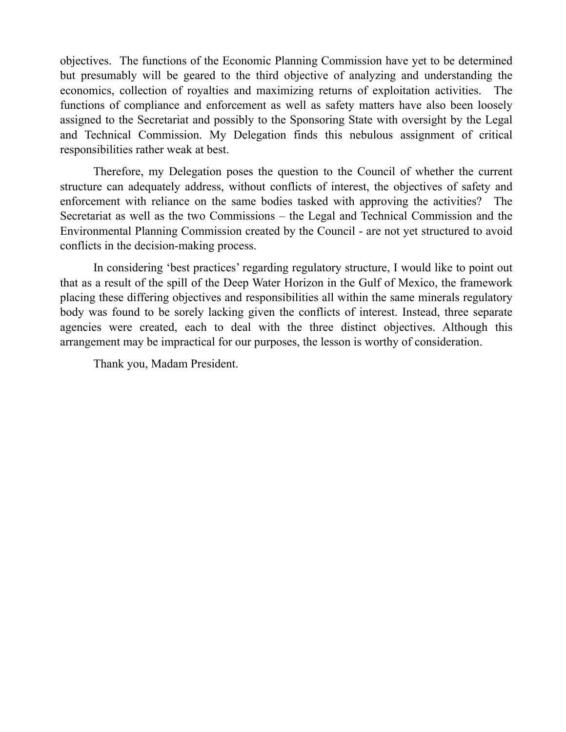objectives. The functions of the Economic Planning Commission have yet to be determined but presumably will be geared to the third objective of analyzing and understanding the economics, collection of royalties and maximizing returns of exploitation activities. The functions of compliance and enforcement as well as safety matters have also been loosely assigned to the Secretariat and possibly to the Sponsoring State with oversight by the Legal and Technical Commission. My Delegation finds this nebulous assignment of critical responsibilities rather weak at best.

Therefore, my Delegation poses the question to the Council of whether the current structure can adequately address, without conflicts of interest, the objectives of safety and enforcement with reliance on the same bodies tasked with approving the activities? The Secretariat as well as the two Commissions – the Legal and Technical Commission and the Environmental Planning Commission created by the Council - are not yet structured to avoid conflicts in the decision-making process.

In considering 'best practices' regarding regulatory structure, I would like to point out that as a result of the spill of the Deep Water Horizon in the Gulf of Mexico, the framework placing these differing objectives and responsibilities all within the same minerals regulatory body was found to be sorely lacking given the conflicts of interest. Instead, three separate agencies were created, each to deal with the three distinct objectives. Although this arrangement may be impractical for our purposes, the lesson is worthy of consideration.

Thank you, Madam President.